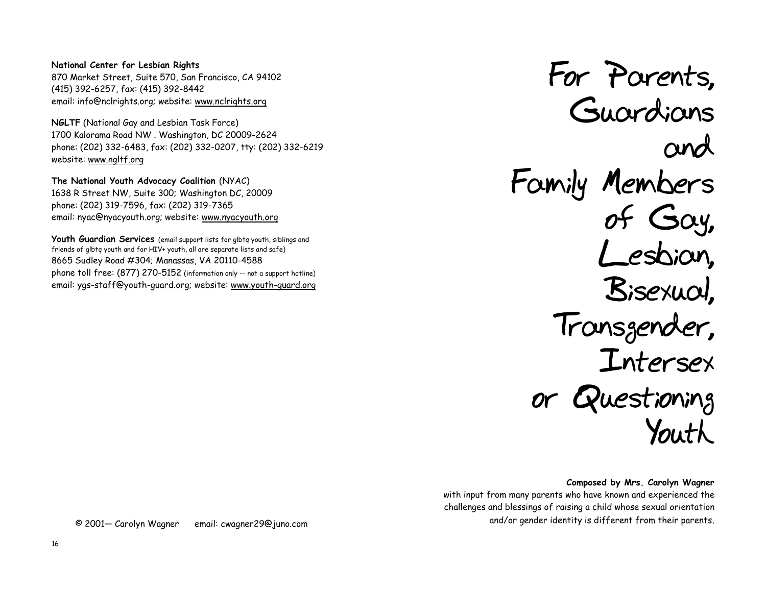**National Center for Lesbian Rights**
870 Market Street, Suite 570, San Francisco, CA 94102
(415) 392-6257, fax: (415) 392-8442
email: info@nclrights.org; website: www.nclrights.org

**NGLTF** (National Gay and Lesbian Task Force)
1700 Kalorama Road NW . Washington, DC 20009-2624
phone: (202) 332-6483, fax: (202) 332-0207, tty: (202) 332-6219
website: www.ngltf.org

**The National Youth Advocacy Coalition** (NYAC)
1638 R Street NW, Suite 300; Washington DC, 20009
phone: (202) 319-7596, fax: (202) 319-7365
email: nyac@nyacyouth.org; website: www.nyacyouth.org

**Youth Guardian Services** (email support lists for glbtq youth, siblings and friends of glbtq youth and for HIV+ youth, all are separate lists and safe)
8665 Sudley Road #304; Manassas, VA 20110-4588
phone toll free: (877) 270-5152 (information only -- not a support hotline)
email: ygs-staff@youth-guard.org; website: www.youth-guard.org

© 2001— Carolyn Wagner email: cwagner29@juno.com

# For Parents, Guardians and Family Members of Gay, Lesbian, Bisexual, Transgender, Intersex or Questioning Youth

**Composed by Mrs. Carolyn Wagner**
with input from many parents who have known and experienced the challenges and blessings of raising a child whose sexual orientation and/or gender identity is different from their parents.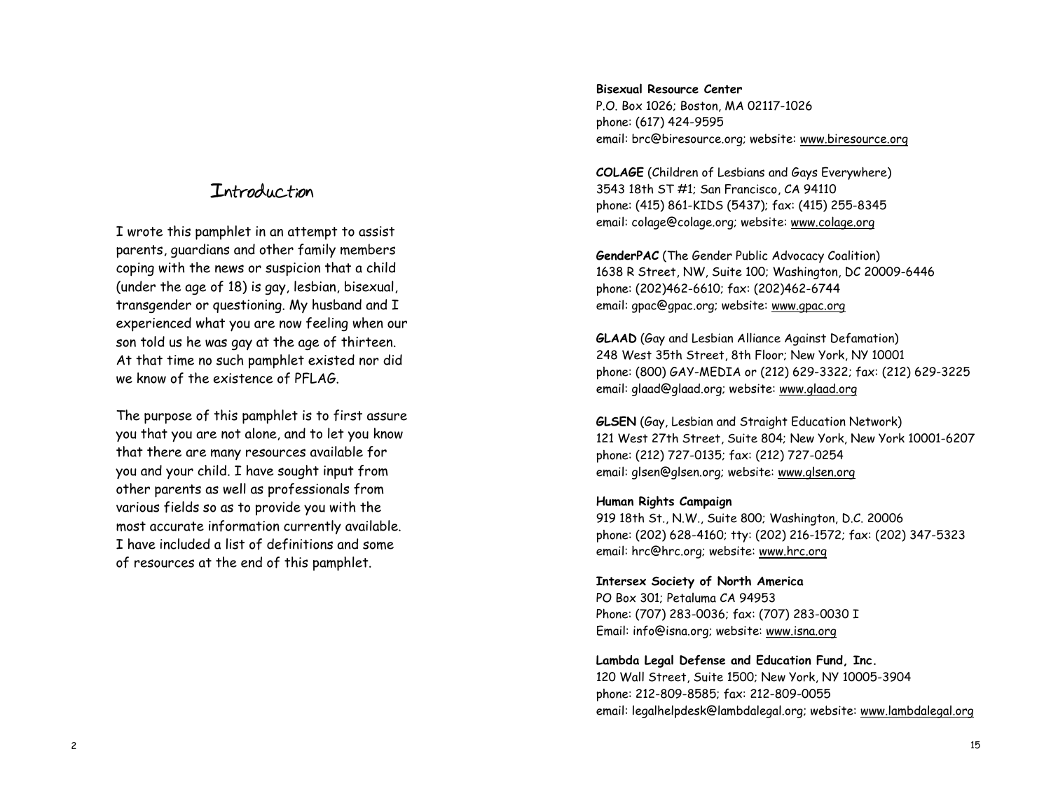## Introduction

I wrote this pamphlet in an attempt to assist parents, guardians and other family members coping with the news or suspicion that a child (under the age of 18) is gay, lesbian, bisexual, transgender or questioning. My husband and I experienced what you are now feeling when our son told us he was gay at the age of thirteen. At that time no such pamphlet existed nor did we know of the existence of PFLAG.

The purpose of this pamphlet is to first assure you that you are not alone, and to let you know that there are many resources available for you and your child. I have sought input from other parents as well as professionals from various fields so as to provide you with the most accurate information currently available. I have included a list of definitions and some of resources at the end of this pamphlet.

**Bisexual Resource Center**
P.O. Box 1026; Boston, MA 02117-1026
phone: (617) 424-9595
email: brc@biresource.org; website: www.biresource.org

**COLAGE** (Children of Lesbians and Gays Everywhere)
3543 18th ST #1; San Francisco, CA 94110
phone: (415) 861-KIDS (5437); fax: (415) 255-8345
email: colage@colage.org; website: www.colage.org

**GenderPAC** (The Gender Public Advocacy Coalition)
1638 R Street, NW, Suite 100; Washington, DC 20009-6446
phone: (202)462-6610; fax: (202)462-6744
email: gpac@gpac.org; website: www.gpac.org

**GLAAD** (Gay and Lesbian Alliance Against Defamation)
248 West 35th Street, 8th Floor; New York, NY 10001
phone: (800) GAY-MEDIA or (212) 629-3322; fax: (212) 629-3225
email: glaad@glaad.org; website: www.glaad.org

**GLSEN** (Gay, Lesbian and Straight Education Network)
121 West 27th Street, Suite 804; New York, New York 10001-6207
phone: (212) 727-0135; fax: (212) 727-0254
email: glsen@glsen.org; website: www.glsen.org

**Human Rights Campaign**
919 18th St., N.W., Suite 800; Washington, D.C. 20006
phone: (202) 628-4160; tty: (202) 216-1572; fax: (202) 347-5323
email: hrc@hrc.org; website: www.hrc.org

**Intersex Society of North America**
PO Box 301; Petaluma CA 94953
Phone: (707) 283-0036; fax: (707) 283-0030 I
Email: info@isna.org; website: www.isna.org

**Lambda Legal Defense and Education Fund, Inc.**
120 Wall Street, Suite 1500; New York, NY 10005-3904
phone: 212-809-8585; fax: 212-809-0055
email: legalhelpdesk@lambdalegal.org; website: www.lambdalegal.org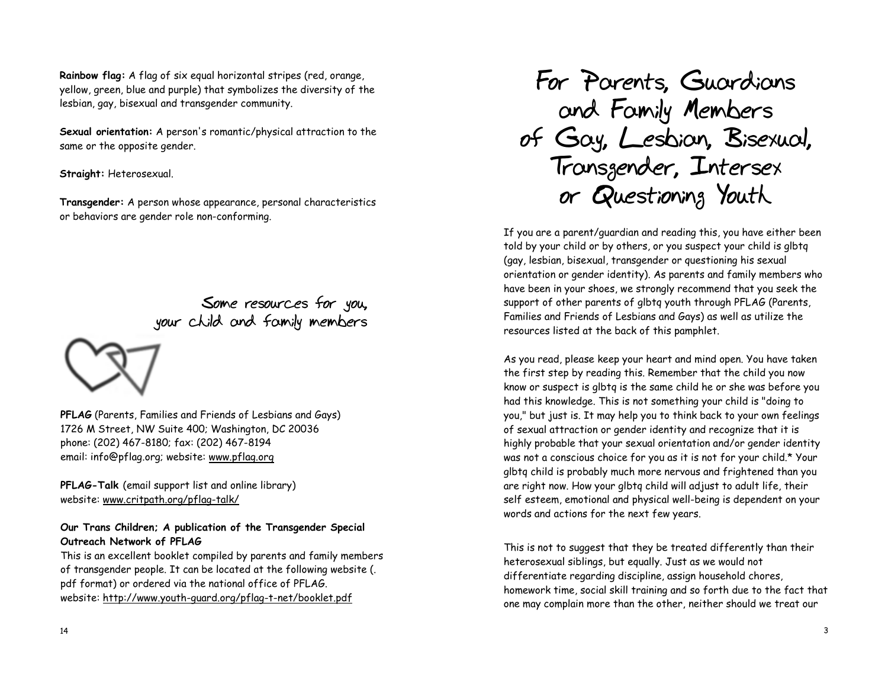**Rainbow flag:** A flag of six equal horizontal stripes (red, orange, yellow, green, blue and purple) that symbolizes the diversity of the lesbian, gay, bisexual and transgender community.

**Sexual orientation:** A person's romantic/physical attraction to the same or the opposite gender.

**Straight:** Heterosexual.

**Transgender:** A person whose appearance, personal characteristics or behaviors are gender role non-conforming.

## Some resources for you, your child and family members

**PFLAG** (Parents, Families and Friends of Lesbians and Gays)
1726 M Street, NW Suite 400; Washington, DC 20036
phone: (202) 467-8180; fax: (202) 467-8194
email: info@pflag.org; website: www.pflag.org

**PFLAG-Talk** (email support list and online library)
website: www.critpath.org/pflag-talk/

**Our Trans Children; A publication of the Transgender Special Outreach Network of PFLAG**
This is an excellent booklet compiled by parents and family members of transgender people. It can be located at the following website (. pdf format) or ordered via the national office of PFLAG.
website: http://www.youth-guard.org/pflag-t-net/booklet.pdf

# For Parents, Guardians and Family Members of Gay, Lesbian, Bisexual, Transgender, Intersex or Questioning Youth

If you are a parent/guardian and reading this, you have either been told by your child or by others, or you suspect your child is glbtq (gay, lesbian, bisexual, transgender or questioning his sexual orientation or gender identity). As parents and family members who have been in your shoes, we strongly recommend that you seek the support of other parents of glbtq youth through PFLAG (Parents, Families and Friends of Lesbians and Gays) as well as utilize the resources listed at the back of this pamphlet.

As you read, please keep your heart and mind open. You have taken the first step by reading this. Remember that the child you now know or suspect is glbtq is the same child he or she was before you had this knowledge. This is not something your child is "doing to you," but just is. It may help you to think back to your own feelings of sexual attraction or gender identity and recognize that it is highly probable that your sexual orientation and/or gender identity was not a conscious choice for you as it is not for your child.* Your glbtq child is probably much more nervous and frightened than you are right now. How your glbtq child will adjust to adult life, their self esteem, emotional and physical well-being is dependent on your words and actions for the next few years.

This is not to suggest that they be treated differently than their heterosexual siblings, but equally. Just as we would not differentiate regarding discipline, assign household chores, homework time, social skill training and so forth due to the fact that one may complain more than the other, neither should we treat our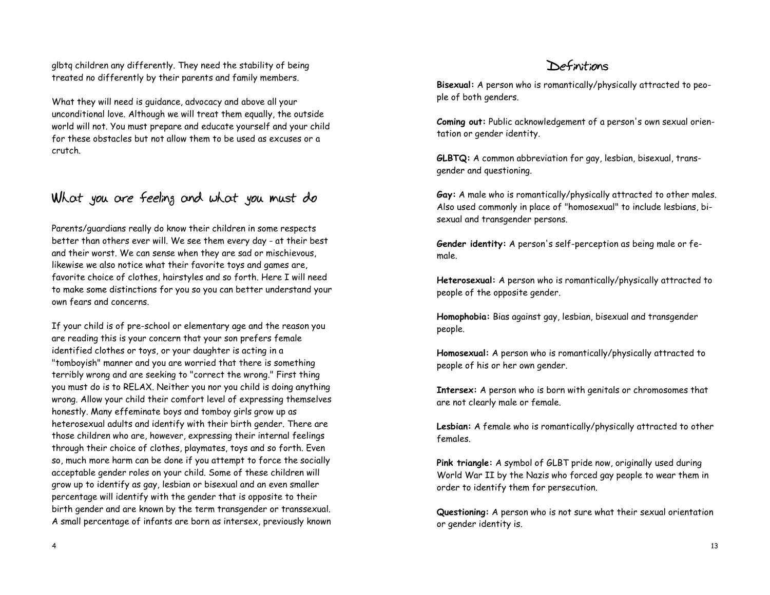glbtq children any differently. They need the stability of being treated no differently by their parents and family members.

What they will need is guidance, advocacy and above all your unconditional love. Although we will treat them equally, the outside world will not. You must prepare and educate yourself and your child for these obstacles but not allow them to be used as excuses or a crutch.

## What you are feeling and what you must do

Parents/guardians really do know their children in some respects better than others ever will. We see them every day - at their best and their worst. We can sense when they are sad or mischievous, likewise we also notice what their favorite toys and games are, favorite choice of clothes, hairstyles and so forth. Here I will need to make some distinctions for you so you can better understand your own fears and concerns.

If your child is of pre-school or elementary age and the reason you are reading this is your concern that your son prefers female identified clothes or toys, or your daughter is acting in a "tomboyish" manner and you are worried that there is something terribly wrong and are seeking to "correct the wrong." First thing you must do is to RELAX. Neither you nor you child is doing anything wrong. Allow your child their comfort level of expressing themselves honestly. Many effeminate boys and tomboy girls grow up as heterosexual adults and identify with their birth gender. There are those children who are, however, expressing their internal feelings through their choice of clothes, playmates, toys and so forth. Even so, much more harm can be done if you attempt to force the socially acceptable gender roles on your child. Some of these children will grow up to identify as gay, lesbian or bisexual and an even smaller percentage will identify with the gender that is opposite to their birth gender and are known by the term transgender or transsexual. A small percentage of infants are born as intersex, previously known

## Definitions

**Bisexual:** A person who is romantically/physically attracted to people of both genders.

**Coming out:** Public acknowledgement of a person's own sexual orientation or gender identity.

**GLBTQ:** A common abbreviation for gay, lesbian, bisexual, transgender and questioning.

**Gay:** A male who is romantically/physically attracted to other males. Also used commonly in place of "homosexual" to include lesbians, bisexual and transgender persons.

**Gender identity:** A person's self-perception as being male or female.

**Heterosexual:** A person who is romantically/physically attracted to people of the opposite gender.

**Homophobia:** Bias against gay, lesbian, bisexual and transgender people.

**Homosexual:** A person who is romantically/physically attracted to people of his or her own gender.

**Intersex:** A person who is born with genitals or chromosomes that are not clearly male or female.

**Lesbian:** A female who is romantically/physically attracted to other females.

**Pink triangle:** A symbol of GLBT pride now, originally used during World War II by the Nazis who forced gay people to wear them in order to identify them for persecution.

**Questioning:** A person who is not sure what their sexual orientation or gender identity is.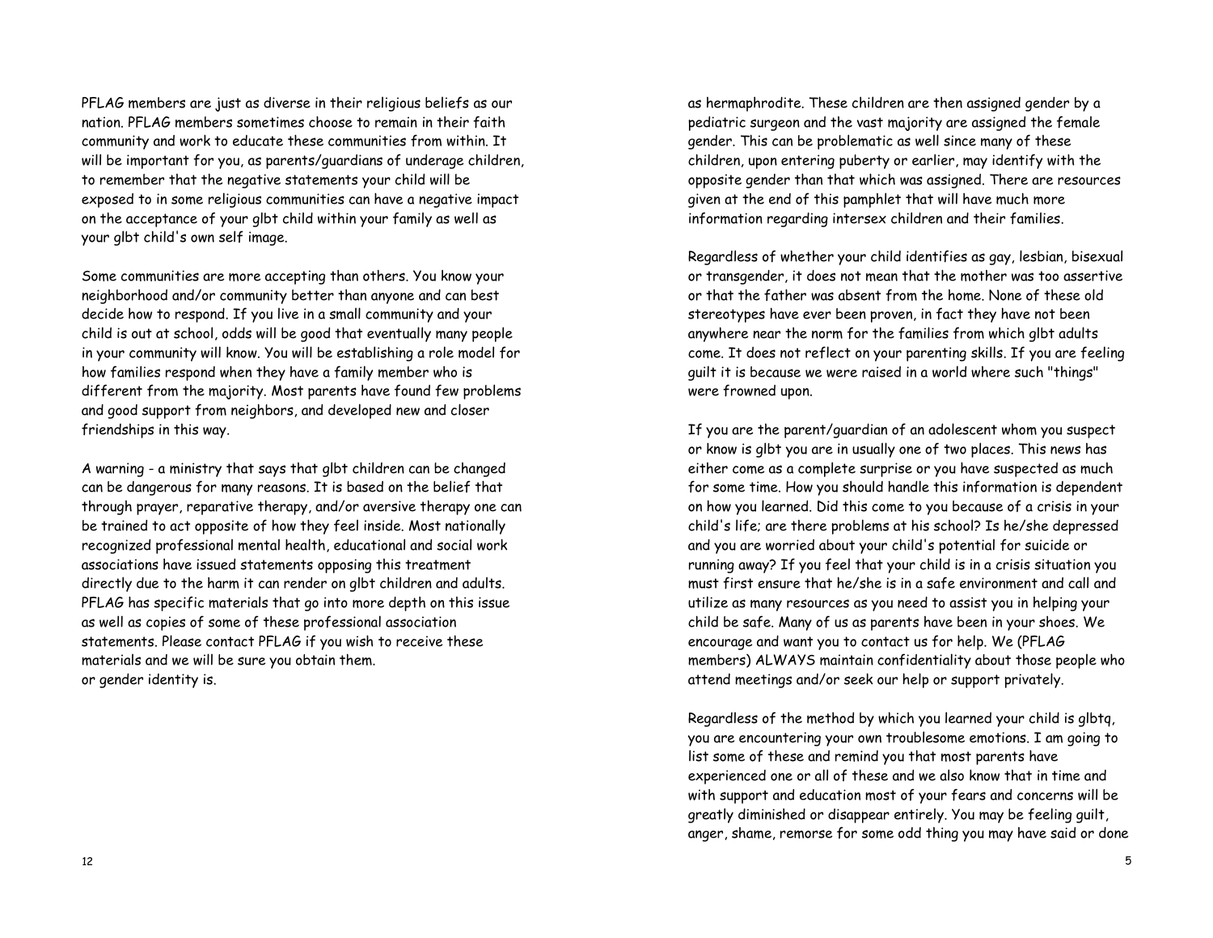PFLAG members are just as diverse in their religious beliefs as our nation. PFLAG members sometimes choose to remain in their faith community and work to educate these communities from within. It will be important for you, as parents/guardians of underage children, to remember that the negative statements your child will be exposed to in some religious communities can have a negative impact on the acceptance of your glbt child within your family as well as your glbt child's own self image.

Some communities are more accepting than others. You know your neighborhood and/or community better than anyone and can best decide how to respond. If you live in a small community and your child is out at school, odds will be good that eventually many people in your community will know. You will be establishing a role model for how families respond when they have a family member who is different from the majority. Most parents have found few problems and good support from neighbors, and developed new and closer friendships in this way.

A warning - a ministry that says that glbt children can be changed can be dangerous for many reasons. It is based on the belief that through prayer, reparative therapy, and/or aversive therapy one can be trained to act opposite of how they feel inside. Most nationally recognized professional mental health, educational and social work associations have issued statements opposing this treatment directly due to the harm it can render on glbt children and adults. PFLAG has specific materials that go into more depth on this issue as well as copies of some of these professional association statements. Please contact PFLAG if you wish to receive these materials and we will be sure you obtain them.
or gender identity is.

as hermaphrodite. These children are then assigned gender by a pediatric surgeon and the vast majority are assigned the female gender. This can be problematic as well since many of these children, upon entering puberty or earlier, may identify with the opposite gender than that which was assigned. There are resources given at the end of this pamphlet that will have much more information regarding intersex children and their families.

Regardless of whether your child identifies as gay, lesbian, bisexual or transgender, it does not mean that the mother was too assertive or that the father was absent from the home. None of these old stereotypes have ever been proven, in fact they have not been anywhere near the norm for the families from which glbt adults come. It does not reflect on your parenting skills. If you are feeling guilt it is because we were raised in a world where such "things" were frowned upon.

If you are the parent/guardian of an adolescent whom you suspect or know is glbt you are in usually one of two places. This news has either come as a complete surprise or you have suspected as much for some time. How you should handle this information is dependent on how you learned. Did this come to you because of a crisis in your child's life; are there problems at his school? Is he/she depressed and you are worried about your child's potential for suicide or running away? If you feel that your child is in a crisis situation you must first ensure that he/she is in a safe environment and call and utilize as many resources as you need to assist you in helping your child be safe. Many of us as parents have been in your shoes. We encourage and want you to contact us for help. We (PFLAG members) ALWAYS maintain confidentiality about those people who attend meetings and/or seek our help or support privately.

Regardless of the method by which you learned your child is glbtq, you are encountering your own troublesome emotions. I am going to list some of these and remind you that most parents have experienced one or all of these and we also know that in time and with support and education most of your fears and concerns will be greatly diminished or disappear entirely. You may be feeling guilt, anger, shame, remorse for some odd thing you may have said or done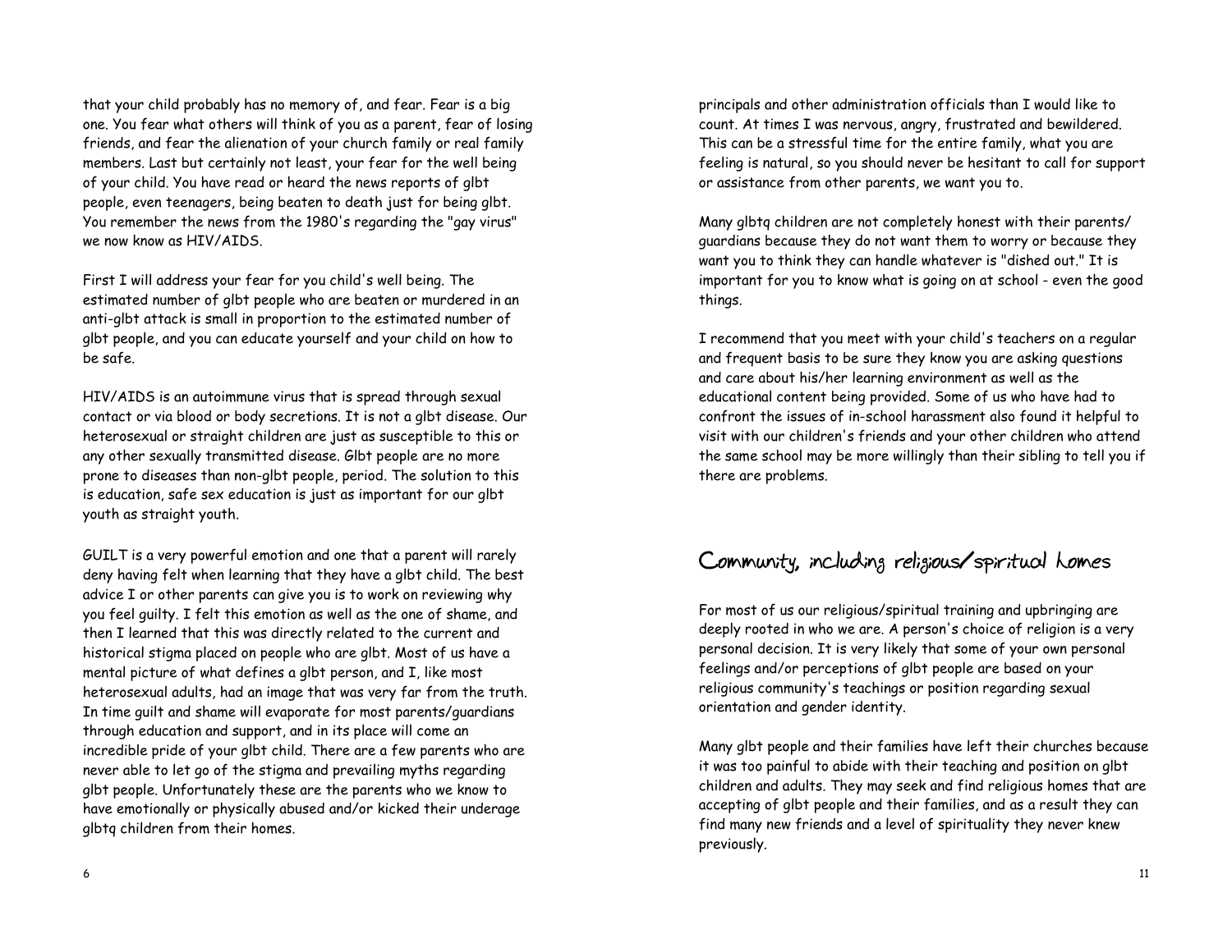that your child probably has no memory of, and fear. Fear is a big one. You fear what others will think of you as a parent, fear of losing friends, and fear the alienation of your church family or real family members. Last but certainly not least, your fear for the well being of your child. You have read or heard the news reports of glbt people, even teenagers, being beaten to death just for being glbt. You remember the news from the 1980's regarding the "gay virus" we now know as HIV/AIDS.

First I will address your fear for you child's well being. The estimated number of glbt people who are beaten or murdered in an anti-glbt attack is small in proportion to the estimated number of glbt people, and you can educate yourself and your child on how to be safe.

HIV/AIDS is an autoimmune virus that is spread through sexual contact or via blood or body secretions. It is not a glbt disease. Our heterosexual or straight children are just as susceptible to this or any other sexually transmitted disease. Glbt people are no more prone to diseases than non-glbt people, period. The solution to this is education, safe sex education is just as important for our glbt youth as straight youth.

GUILT is a very powerful emotion and one that a parent will rarely deny having felt when learning that they have a glbt child. The best advice I or other parents can give you is to work on reviewing why you feel guilty. I felt this emotion as well as the one of shame, and then I learned that this was directly related to the current and historical stigma placed on people who are glbt. Most of us have a mental picture of what defines a glbt person, and I, like most heterosexual adults, had an image that was very far from the truth. In time guilt and shame will evaporate for most parents/guardians through education and support, and in its place will come an incredible pride of your glbt child. There are a few parents who are never able to let go of the stigma and prevailing myths regarding glbt people. Unfortunately these are the parents who we know to have emotionally or physically abused and/or kicked their underage glbtq children from their homes.

principals and other administration officials than I would like to count. At times I was nervous, angry, frustrated and bewildered. This can be a stressful time for the entire family, what you are feeling is natural, so you should never be hesitant to call for support or assistance from other parents, we want you to.

Many glbtq children are not completely honest with their parents/ guardians because they do not want them to worry or because they want you to think they can handle whatever is "dished out." It is important for you to know what is going on at school - even the good things.

I recommend that you meet with your child's teachers on a regular and frequent basis to be sure they know you are asking questions and care about his/her learning environment as well as the educational content being provided. Some of us who have had to confront the issues of in-school harassment also found it helpful to visit with our children's friends and your other children who attend the same school may be more willingly than their sibling to tell you if there are problems.

## Community, including religious/spiritual homes

For most of us our religious/spiritual training and upbringing are deeply rooted in who we are. A person's choice of religion is a very personal decision. It is very likely that some of your own personal feelings and/or perceptions of glbt people are based on your religious community's teachings or position regarding sexual orientation and gender identity.

Many glbt people and their families have left their churches because it was too painful to abide with their teaching and position on glbt children and adults. They may seek and find religious homes that are accepting of glbt people and their families, and as a result they can find many new friends and a level of spirituality they never knew previously.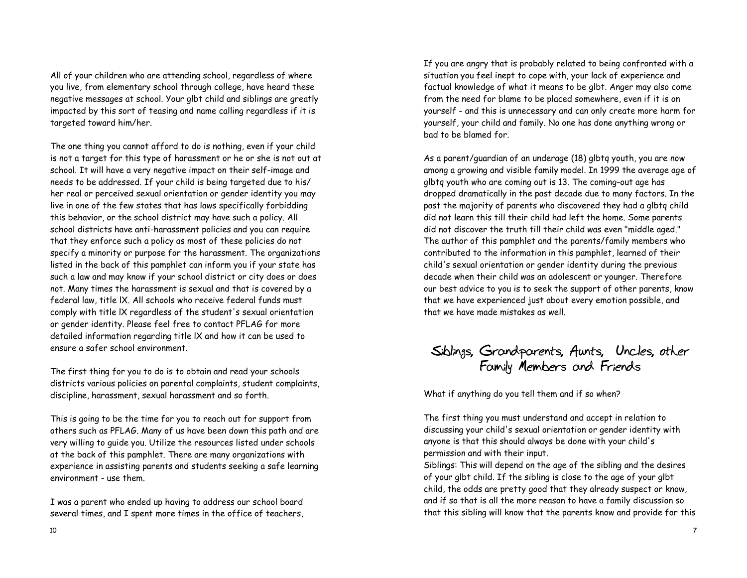All of your children who are attending school, regardless of where you live, from elementary school through college, have heard these negative messages at school. Your glbt child and siblings are greatly impacted by this sort of teasing and name calling regardless if it is targeted toward him/her.

The one thing you cannot afford to do is nothing, even if your child is not a target for this type of harassment or he or she is not out at school. It will have a very negative impact on their self-image and needs to be addressed. If your child is being targeted due to his/her real or perceived sexual orientation or gender identity you may live in one of the few states that has laws specifically forbidding this behavior, or the school district may have such a policy. All school districts have anti-harassment policies and you can require that they enforce such a policy as most of these policies do not specify a minority or purpose for the harassment. The organizations listed in the back of this pamphlet can inform you if your state has such a law and may know if your school district or city does or does not. Many times the harassment is sexual and that is covered by a federal law, title lX. All schools who receive federal funds must comply with title lX regardless of the student's sexual orientation or gender identity. Please feel free to contact PFLAG for more detailed information regarding title lX and how it can be used to ensure a safer school environment.

The first thing for you to do is to obtain and read your schools districts various policies on parental complaints, student complaints, discipline, harassment, sexual harassment and so forth.

This is going to be the time for you to reach out for support from others such as PFLAG. Many of us have been down this path and are very willing to guide you. Utilize the resources listed under schools at the back of this pamphlet. There are many organizations with experience in assisting parents and students seeking a safe learning environment - use them.

I was a parent who ended up having to address our school board several times, and I spent more times in the office of teachers,

If you are angry that is probably related to being confronted with a situation you feel inept to cope with, your lack of experience and factual knowledge of what it means to be glbt. Anger may also come from the need for blame to be placed somewhere, even if it is on yourself - and this is unnecessary and can only create more harm for yourself, your child and family. No one has done anything wrong or bad to be blamed for.

As a parent/guardian of an underage (18) glbtq youth, you are now among a growing and visible family model. In 1999 the average age of glbtq youth who are coming out is 13. The coming-out age has dropped dramatically in the past decade due to many factors. In the past the majority of parents who discovered they had a glbtq child did not learn this till their child had left the home. Some parents did not discover the truth till their child was even "middle aged." The author of this pamphlet and the parents/family members who contributed to the information in this pamphlet, learned of their child's sexual orientation or gender identity during the previous decade when their child was an adolescent or younger. Therefore our best advice to you is to seek the support of other parents, know that we have experienced just about every emotion possible, and that we have made mistakes as well.

## Siblings, Grandparents, Aunts, Uncles, other Family Members and Friends

What if anything do you tell them and if so when?

The first thing you must understand and accept in relation to discussing your child's sexual orientation or gender identity with anyone is that this should always be done with your child's permission and with their input.

Siblings: This will depend on the age of the sibling and the desires of your glbt child. If the sibling is close to the age of your glbt child, the odds are pretty good that they already suspect or know, and if so that is all the more reason to have a family discussion so that this sibling will know that the parents know and provide for this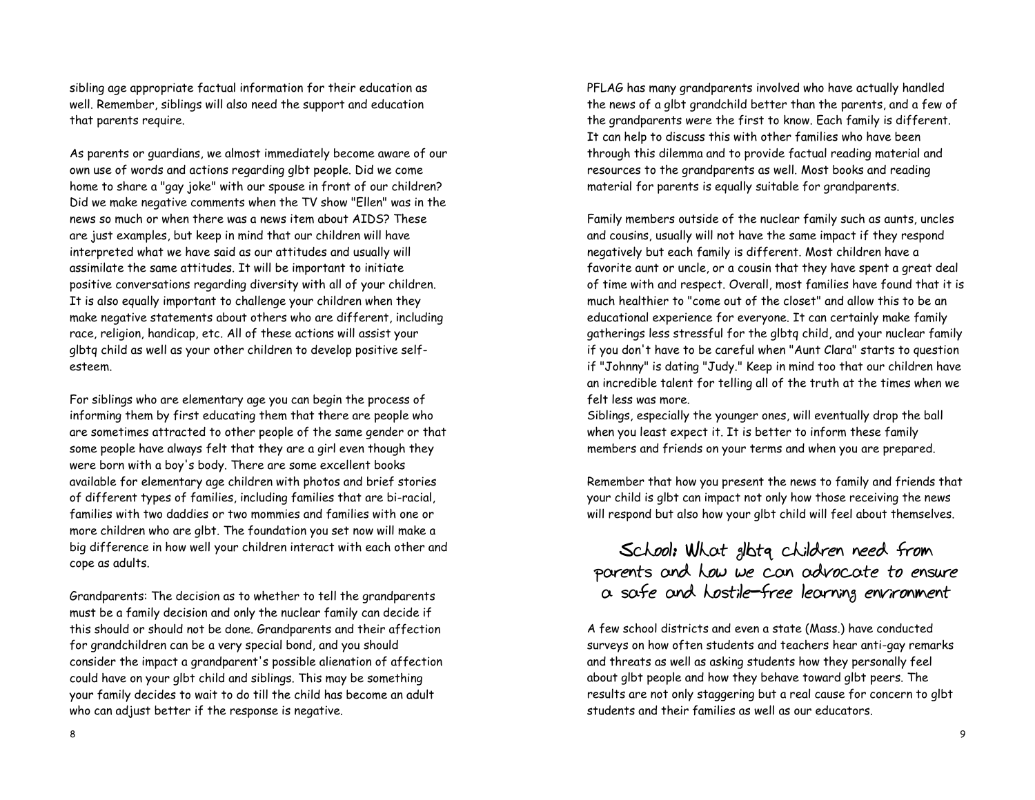sibling age appropriate factual information for their education as well. Remember, siblings will also need the support and education that parents require.

As parents or guardians, we almost immediately become aware of our own use of words and actions regarding glbt people. Did we come home to share a "gay joke" with our spouse in front of our children? Did we make negative comments when the TV show "Ellen" was in the news so much or when there was a news item about AIDS? These are just examples, but keep in mind that our children will have interpreted what we have said as our attitudes and usually will assimilate the same attitudes. It will be important to initiate positive conversations regarding diversity with all of your children. It is also equally important to challenge your children when they make negative statements about others who are different, including race, religion, handicap, etc. All of these actions will assist your glbtq child as well as your other children to develop positive self-esteem.

For siblings who are elementary age you can begin the process of informing them by first educating them that there are people who are sometimes attracted to other people of the same gender or that some people have always felt that they are a girl even though they were born with a boy's body. There are some excellent books available for elementary age children with photos and brief stories of different types of families, including families that are bi-racial, families with two daddies or two mommies and families with one or more children who are glbt. The foundation you set now will make a big difference in how well your children interact with each other and cope as adults.

Grandparents: The decision as to whether to tell the grandparents must be a family decision and only the nuclear family can decide if this should or should not be done. Grandparents and their affection for grandchildren can be a very special bond, and you should consider the impact a grandparent's possible alienation of affection could have on your glbt child and siblings. This may be something your family decides to wait to do till the child has become an adult who can adjust better if the response is negative.

PFLAG has many grandparents involved who have actually handled the news of a glbt grandchild better than the parents, and a few of the grandparents were the first to know. Each family is different. It can help to discuss this with other families who have been through this dilemma and to provide factual reading material and resources to the grandparents as well. Most books and reading material for parents is equally suitable for grandparents.

Family members outside of the nuclear family such as aunts, uncles and cousins, usually will not have the same impact if they respond negatively but each family is different. Most children have a favorite aunt or uncle, or a cousin that they have spent a great deal of time with and respect. Overall, most families have found that it is much healthier to "come out of the closet" and allow this to be an educational experience for everyone. It can certainly make family gatherings less stressful for the glbtq child, and your nuclear family if you don't have to be careful when "Aunt Clara" starts to question if "Johnny" is dating "Judy." Keep in mind too that our children have an incredible talent for telling all of the truth at the times when we felt less was more.
Siblings, especially the younger ones, will eventually drop the ball when you least expect it. It is better to inform these family members and friends on your terms and when you are prepared.

Remember that how you present the news to family and friends that your child is glbt can impact not only how those receiving the news will respond but also how your glbt child will feel about themselves.

## School: What glbtq children need from parents and how we can advocate to ensure a safe and hostile-free learning environment

A few school districts and even a state (Mass.) have conducted surveys on how often students and teachers hear anti-gay remarks and threats as well as asking students how they personally feel about glbt people and how they behave toward glbt peers. The results are not only staggering but a real cause for concern to glbt students and their families as well as our educators.